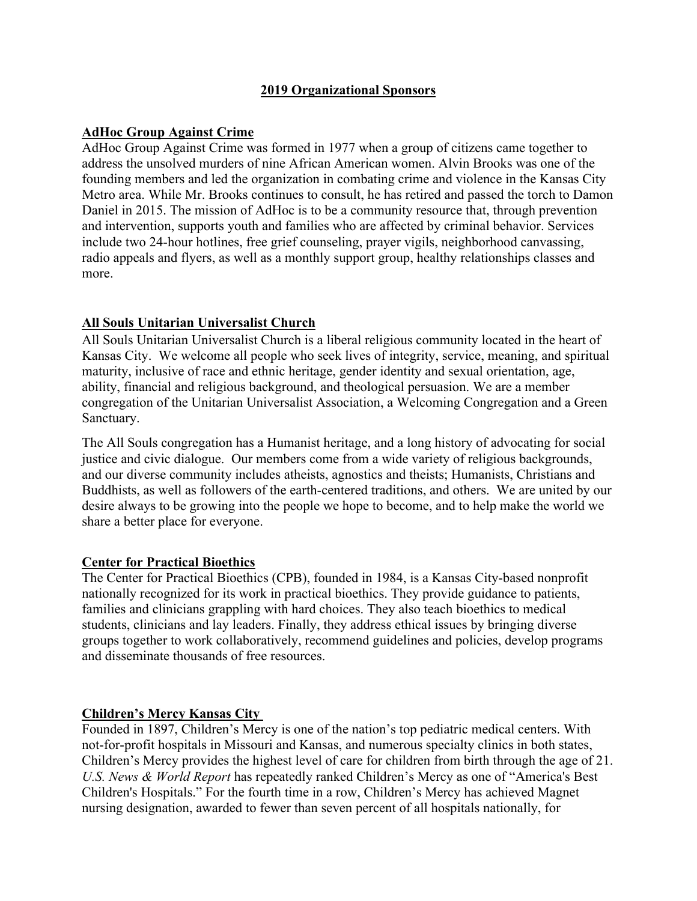# 2019 Organizational Sponsors

## AdHoc Group Against Crime

AdHoc Group Against Crime was formed in 1977 when a group of citizens came together to address the unsolved murders of nine African American women. Alvin Brooks was one of the founding members and led the organization in combating crime and violence in the Kansas City Metro area. While Mr. Brooks continues to consult, he has retired and passed the torch to Damon Daniel in 2015. The mission of AdHoc is to be a community resource that, through prevention and intervention, supports youth and families who are affected by criminal behavior. Services include two 24-hour hotlines, free grief counseling, prayer vigils, neighborhood canvassing, radio appeals and flyers, as well as a monthly support group, healthy relationships classes and more.

## All Souls Unitarian Universalist Church

All Souls Unitarian Universalist Church is a liberal religious community located in the heart of Kansas City. We welcome all people who seek lives of integrity, service, meaning, and spiritual maturity, inclusive of race and ethnic heritage, gender identity and sexual orientation, age, ability, financial and religious background, and theological persuasion. We are a member congregation of the Unitarian Universalist Association, a Welcoming Congregation and a Green Sanctuary.

The All Souls congregation has a Humanist heritage, and a long history of advocating for social justice and civic dialogue. Our members come from a wide variety of religious backgrounds, and our diverse community includes atheists, agnostics and theists; Humanists, Christians and Buddhists, as well as followers of the earth-centered traditions, and others. We are united by our desire always to be growing into the people we hope to become, and to help make the world we share a better place for everyone.

## Center for Practical Bioethics

The Center for Practical Bioethics (CPB), founded in 1984, is a Kansas City-based nonprofit nationally recognized for its work in practical bioethics. They provide guidance to patients, families and clinicians grappling with hard choices. They also teach bioethics to medical students, clinicians and lay leaders. Finally, they address ethical issues by bringing diverse groups together to work collaboratively, recommend guidelines and policies, develop programs and disseminate thousands of free resources.

## Children's Mercy Kansas City

Founded in 1897, Children's Mercy is one of the nation's top pediatric medical centers. With not-for-profit hospitals in Missouri and Kansas, and numerous specialty clinics in both states, Children's Mercy provides the highest level of care for children from birth through the age of 21. *U.S. News & World Report* has repeatedly ranked Children's Mercy as one of "America's Best Children's Hospitals." For the fourth time in a row, Children's Mercy has achieved Magnet nursing designation, awarded to fewer than seven percent of all hospitals nationally, for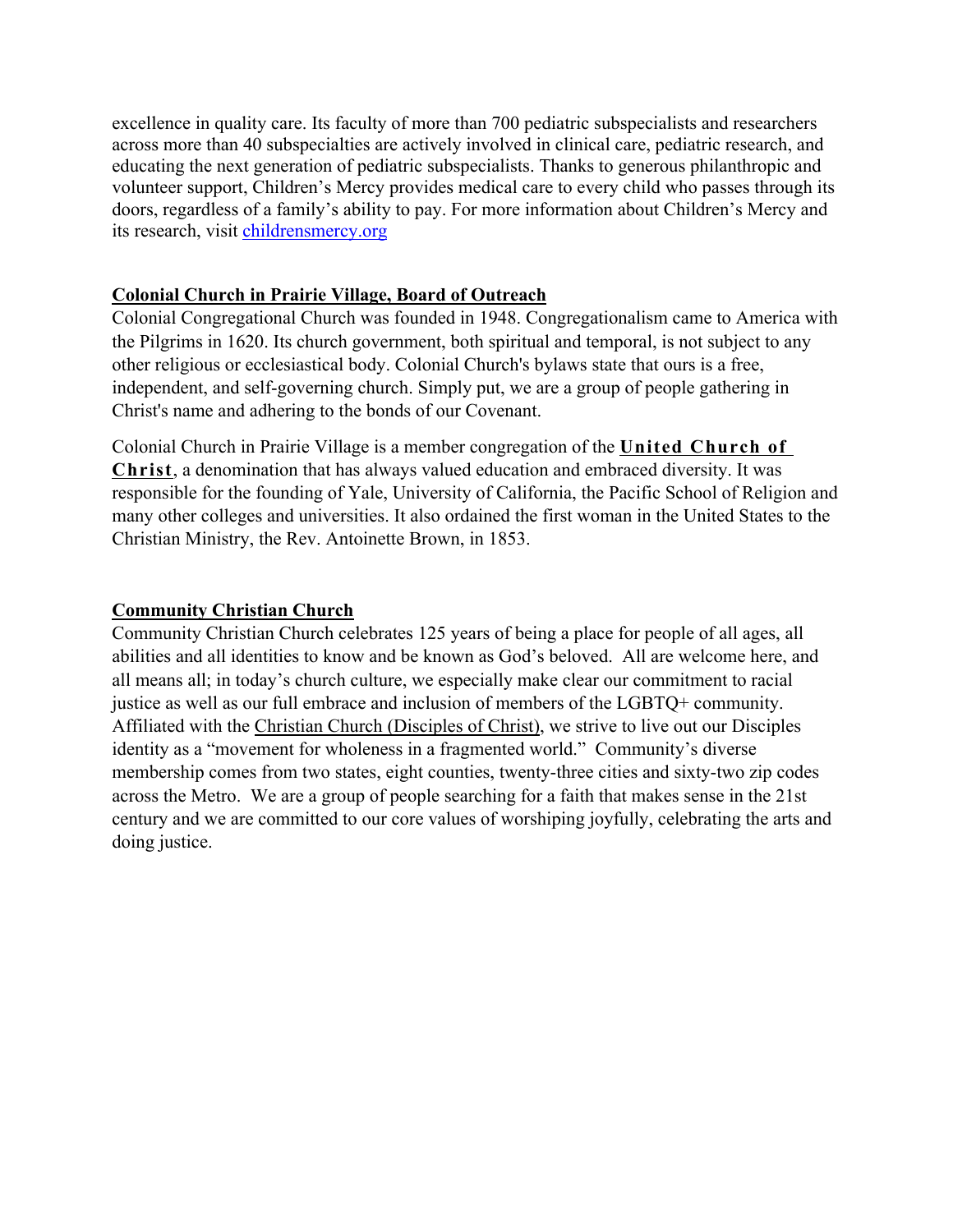excellence in quality care. Its faculty of more than 700 pediatric subspecialists and researchers across more than 40 subspecialties are actively involved in clinical care, pediatric research, and educating the next generation of pediatric subspecialists. Thanks to generous philanthropic and volunteer support, Children's Mercy provides medical care to every child who passes through its doors, regardless of a family's ability to pay. For more information about Children's Mercy and its research, visit [childrensmercy.org](childrensmercy.org)

## Colonial Church in Prairie Village, Board of Outreach

Colonial Congregational Church was founded in 1948. Congregationalism came to America with the Pilgrims in 1620. Its church government, both spiritual and temporal, is not subject to any other religious or ecclesiastical body. Colonial Church's bylaws state that ours is a free, independent, and self-governing church. Simply put, we are a group of people gathering in Christ's name and adhering to the bonds of our Covenant.

Colonial Church in Prairie Village is a member congregation of the **United Church of Christ**, a denomination that has always valued education and embraced diversity. It was responsible for the founding of Yale, University of California, the Pacific School of Religion and many other colleges and universities. It also ordained the first woman in the United States to the Christian Ministry, the Rev. Antoinette Brown, in 1853.

## Community Christian Church

Community Christian Church celebrates 125 years of being a place for people of all ages, all abilities and all identities to know and be known as God's beloved. All are welcome here, and all means all; in today's church culture, we especially make clear our commitment to racial justice as well as our full embrace and inclusion of members of the LGBTQ+ community. Affiliated with the Christian Church (Disciples of Christ), we strive to live out our Disciples identity as a "movement for wholeness in a fragmented world." Community's diverse membership comes from two states, eight counties, twenty-three cities and sixty-two zip codes across the Metro. We are a group of people searching for a faith that makes sense in the 21st century and we are committed to our core values of worshiping joyfully, celebrating the arts and doing justice.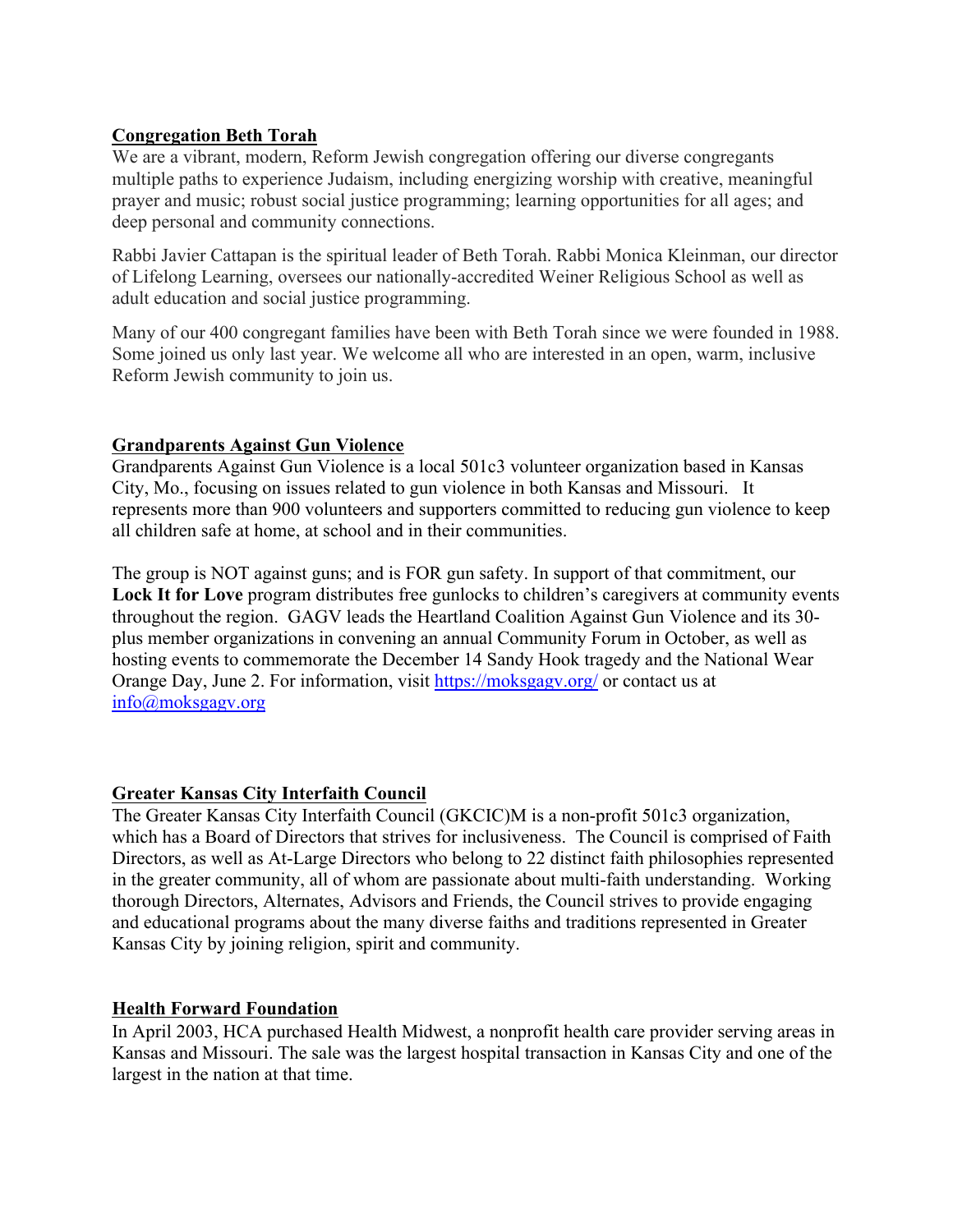**Congregation Beth Torah**

We are a vibrant, modern, Reform Jewish congregation offering our diverse congregants multiple paths to experience Judaism, including energizing worship with creative, meaningful prayer and music; robust social justice programming; learning opportunities for all ages; and deep personal and community connections.

Rabbi Javier Cattapan is the spiritual leader of Beth Torah. Rabbi Monica Kleinman, our director of Lifelong Learning, oversees our nationally-accredited Weiner Religious School as well as adult education and social justice programming.

Many of our 400 congregant families have been with Beth Torah since we were founded in 1988. Some joined us only last year. We welcome all who are interested in an open, warm, inclusive Reform Jewish community to join us.

**Grandparents Against Gun Violence**

Grandparents Against Gun Violence is a local 501c3 volunteer organization based in Kansas City, Mo., focusing on issues related to gun violence in both Kansas and Missouri. It represents more than 900 volunteers and supporters committed to reducing gun violence to keep all children safe at home, at school and in their communities.

The group is NOT against guns; and is FOR gun safety. In support of that commitment, our **Lock It for Love** program distributes free gunlocks to children's caregivers at community events throughout the region. GAGV leads the Heartland Coalition Against Gun Violence and its 30-plus member organizations in convening an annual Community Forum in October, as well as hosting events to commemorate the December 14 Sandy Hook tragedy and the National Wear Orange Day, June 2. For information, visit https://moksgagv.org/ or contact us at info@moksgagv.org

**Greater Kansas City Interfaith Council**

The Greater Kansas City Interfaith Council (GKCIC)M is a non-profit 501c3 organization, which has a Board of Directors that strives for inclusiveness. The Council is comprised of Faith Directors, as well as At-Large Directors who belong to 22 distinct faith philosophies represented in the greater community, all of whom are passionate about multi-faith understanding. Working thorough Directors, Alternates, Advisors and Friends, the Council strives to provide engaging and educational programs about the many diverse faiths and traditions represented in Greater Kansas City by joining religion, spirit and community.

**Health Forward Foundation**

In April 2003, HCA purchased Health Midwest, a nonprofit health care provider serving areas in Kansas and Missouri. The sale was the largest hospital transaction in Kansas City and one of the largest in the nation at that time.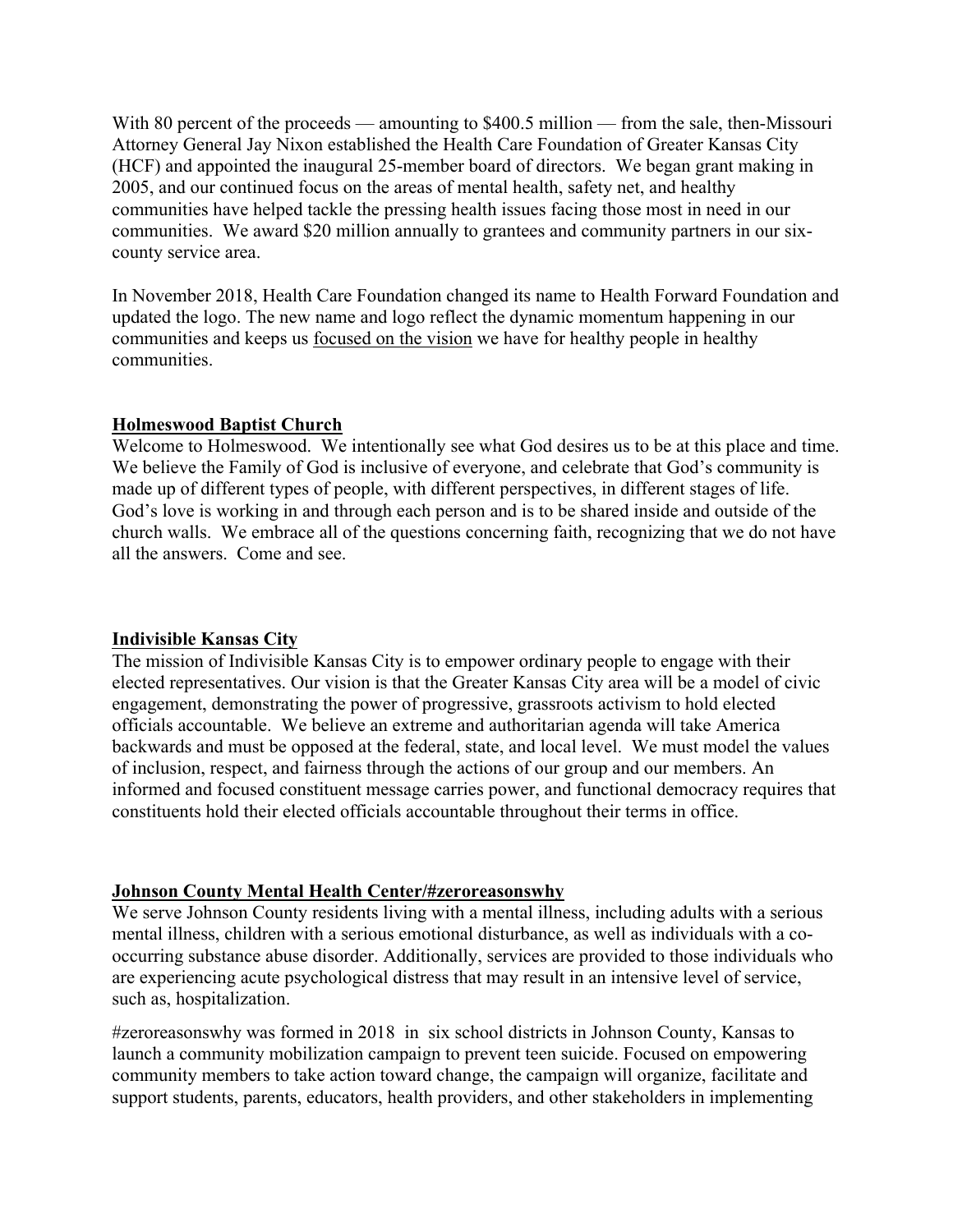With 80 percent of the proceeds — amounting to $400.5 million — from the sale, then-Missouri Attorney General Jay Nixon established the Health Care Foundation of Greater Kansas City (HCF) and appointed the inaugural 25-member board of directors. We began grant making in 2005, and our continued focus on the areas of mental health, safety net, and healthy communities have helped tackle the pressing health issues facing those most in need in our communities. We award $20 million annually to grantees and community partners in our six-county service area.

In November 2018, Health Care Foundation changed its name to Health Forward Foundation and updated the logo. The new name and logo reflect the dynamic momentum happening in our communities and keeps us focused on the vision we have for healthy people in healthy communities.

**Holmeswood Baptist Church**

Welcome to Holmeswood. We intentionally see what God desires us to be at this place and time. We believe the Family of God is inclusive of everyone, and celebrate that God's community is made up of different types of people, with different perspectives, in different stages of life. God's love is working in and through each person and is to be shared inside and outside of the church walls. We embrace all of the questions concerning faith, recognizing that we do not have all the answers. Come and see.

**Indivisible Kansas City**

The mission of Indivisible Kansas City is to empower ordinary people to engage with their elected representatives. Our vision is that the Greater Kansas City area will be a model of civic engagement, demonstrating the power of progressive, grassroots activism to hold elected officials accountable. We believe an extreme and authoritarian agenda will take America backwards and must be opposed at the federal, state, and local level. We must model the values of inclusion, respect, and fairness through the actions of our group and our members. An informed and focused constituent message carries power, and functional democracy requires that constituents hold their elected officials accountable throughout their terms in office.

**Johnson County Mental Health Center/#zeroreasonswhy**

We serve Johnson County residents living with a mental illness, including adults with a serious mental illness, children with a serious emotional disturbance, as well as individuals with a co-occurring substance abuse disorder. Additionally, services are provided to those individuals who are experiencing acute psychological distress that may result in an intensive level of service, such as, hospitalization.

#zeroreasonswhy was formed in 2018 in six school districts in Johnson County, Kansas to launch a community mobilization campaign to prevent teen suicide. Focused on empowering community members to take action toward change, the campaign will organize, facilitate and support students, parents, educators, health providers, and other stakeholders in implementing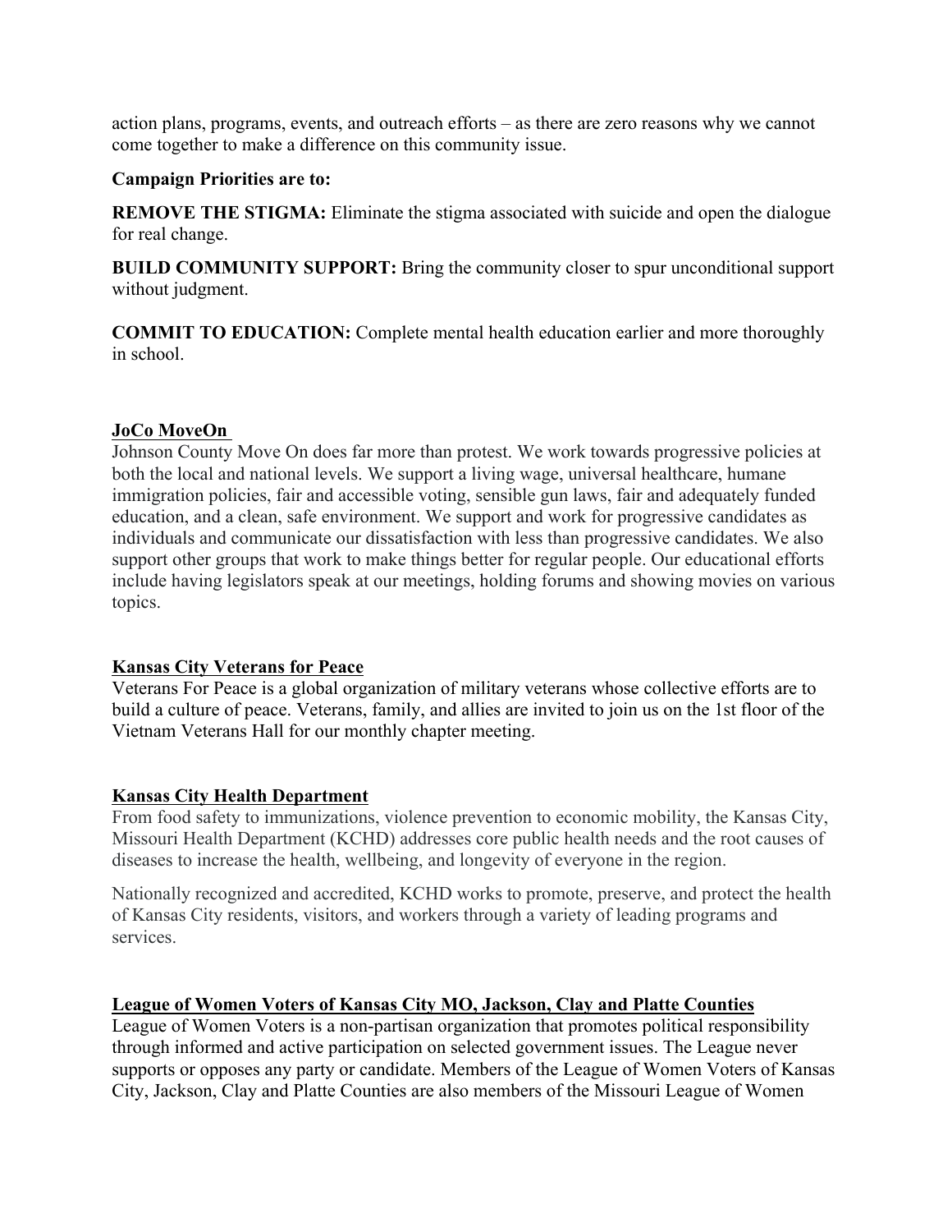action plans, programs, events, and outreach efforts – as there are zero reasons why we cannot come together to make a difference on this community issue.

**Campaign Priorities are to:**

**REMOVE THE STIGMA:** Eliminate the stigma associated with suicide and open the dialogue for real change.

**BUILD COMMUNITY SUPPORT:** Bring the community closer to spur unconditional support without judgment.

**COMMIT TO EDUCATION:** Complete mental health education earlier and more thoroughly in school.

**JoCo MoveOn**

Johnson County Move On does far more than protest. We work towards progressive policies at both the local and national levels. We support a living wage, universal healthcare, humane immigration policies, fair and accessible voting, sensible gun laws, fair and adequately funded education, and a clean, safe environment. We support and work for progressive candidates as individuals and communicate our dissatisfaction with less than progressive candidates. We also support other groups that work to make things better for regular people. Our educational efforts include having legislators speak at our meetings, holding forums and showing movies on various topics.

**Kansas City Veterans for Peace**

Veterans For Peace is a global organization of military veterans whose collective efforts are to build a culture of peace. Veterans, family, and allies are invited to join us on the 1st floor of the Vietnam Veterans Hall for our monthly chapter meeting.

**Kansas City Health Department**

From food safety to immunizations, violence prevention to economic mobility, the Kansas City, Missouri Health Department (KCHD) addresses core public health needs and the root causes of diseases to increase the health, wellbeing, and longevity of everyone in the region.

Nationally recognized and accredited, KCHD works to promote, preserve, and protect the health of Kansas City residents, visitors, and workers through a variety of leading programs and services.

**League of Women Voters of Kansas City MO, Jackson, Clay and Platte Counties**

League of Women Voters is a non-partisan organization that promotes political responsibility through informed and active participation on selected government issues. The League never supports or opposes any party or candidate. Members of the League of Women Voters of Kansas City, Jackson, Clay and Platte Counties are also members of the Missouri League of Women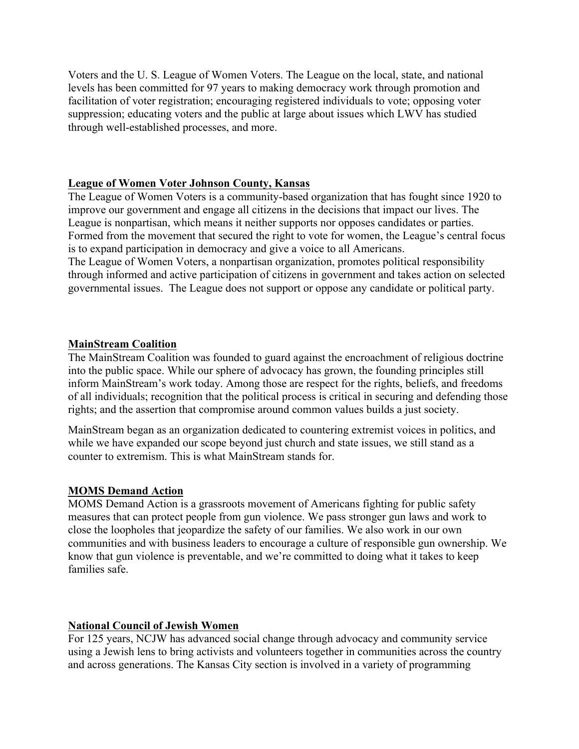Voters and the U. S. League of Women Voters. The League on the local, state, and national levels has been committed for 97 years to making democracy work through promotion and facilitation of voter registration; encouraging registered individuals to vote; opposing voter suppression; educating voters and the public at large about issues which LWV has studied through well-established processes, and more.

**League of Women Voter Johnson County, Kansas**

The League of Women Voters is a community-based organization that has fought since 1920 to improve our government and engage all citizens in the decisions that impact our lives. The League is nonpartisan, which means it neither supports nor opposes candidates or parties. Formed from the movement that secured the right to vote for women, the League's central focus is to expand participation in democracy and give a voice to all Americans.

The League of Women Voters, a nonpartisan organization, promotes political responsibility through informed and active participation of citizens in government and takes action on selected governmental issues. The League does not support or oppose any candidate or political party.

**MainStream Coalition**

The MainStream Coalition was founded to guard against the encroachment of religious doctrine into the public space. While our sphere of advocacy has grown, the founding principles still inform MainStream's work today. Among those are respect for the rights, beliefs, and freedoms of all individuals; recognition that the political process is critical in securing and defending those rights; and the assertion that compromise around common values builds a just society.

MainStream began as an organization dedicated to countering extremist voices in politics, and while we have expanded our scope beyond just church and state issues, we still stand as a counter to extremism. This is what MainStream stands for.

**MOMS Demand Action**

MOMS Demand Action is a grassroots movement of Americans fighting for public safety measures that can protect people from gun violence. We pass stronger gun laws and work to close the loopholes that jeopardize the safety of our families. We also work in our own communities and with business leaders to encourage a culture of responsible gun ownership. We know that gun violence is preventable, and we're committed to doing what it takes to keep families safe.

**National Council of Jewish Women**

For 125 years, NCJW has advanced social change through advocacy and community service using a Jewish lens to bring activists and volunteers together in communities across the country and across generations. The Kansas City section is involved in a variety of programming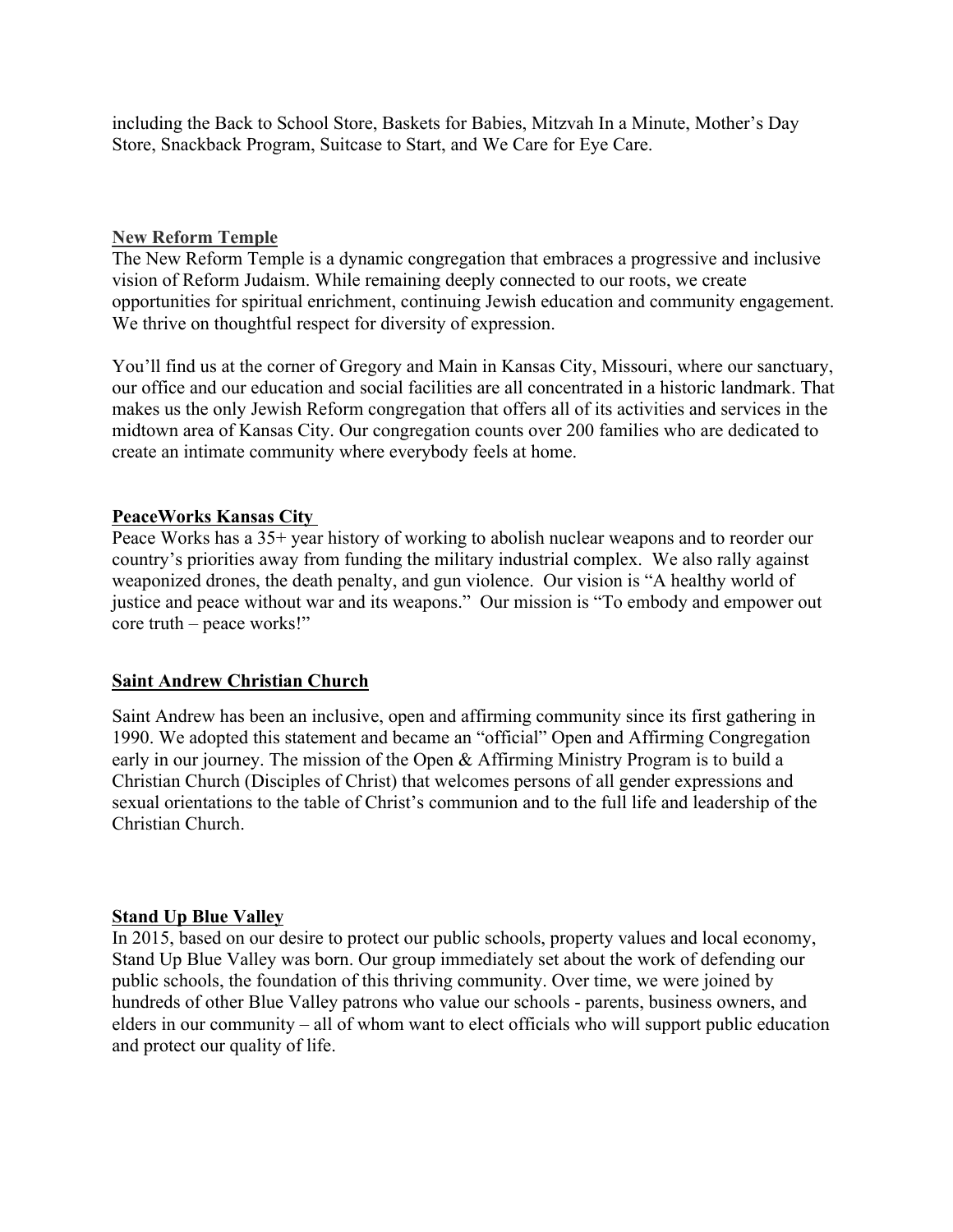including the Back to School Store, Baskets for Babies, Mitzvah In a Minute, Mother's Day Store, Snackback Program, Suitcase to Start, and We Care for Eye Care.

**New Reform Temple**

The New Reform Temple is a dynamic congregation that embraces a progressive and inclusive vision of Reform Judaism. While remaining deeply connected to our roots, we create opportunities for spiritual enrichment, continuing Jewish education and community engagement. We thrive on thoughtful respect for diversity of expression.

You'll find us at the corner of Gregory and Main in Kansas City, Missouri, where our sanctuary, our office and our education and social facilities are all concentrated in a historic landmark. That makes us the only Jewish Reform congregation that offers all of its activities and services in the midtown area of Kansas City. Our congregation counts over 200 families who are dedicated to create an intimate community where everybody feels at home.

**PeaceWorks Kansas City**

Peace Works has a 35+ year history of working to abolish nuclear weapons and to reorder our country's priorities away from funding the military industrial complex. We also rally against weaponized drones, the death penalty, and gun violence. Our vision is "A healthy world of justice and peace without war and its weapons." Our mission is "To embody and empower out core truth – peace works!"

**Saint Andrew Christian Church**

Saint Andrew has been an inclusive, open and affirming community since its first gathering in 1990. We adopted this statement and became an "official" Open and Affirming Congregation early in our journey. The mission of the Open & Affirming Ministry Program is to build a Christian Church (Disciples of Christ) that welcomes persons of all gender expressions and sexual orientations to the table of Christ's communion and to the full life and leadership of the Christian Church.

**Stand Up Blue Valley**

In 2015, based on our desire to protect our public schools, property values and local economy, Stand Up Blue Valley was born. Our group immediately set about the work of defending our public schools, the foundation of this thriving community. Over time, we were joined by hundreds of other Blue Valley patrons who value our schools - parents, business owners, and elders in our community – all of whom want to elect officials who will support public education and protect our quality of life.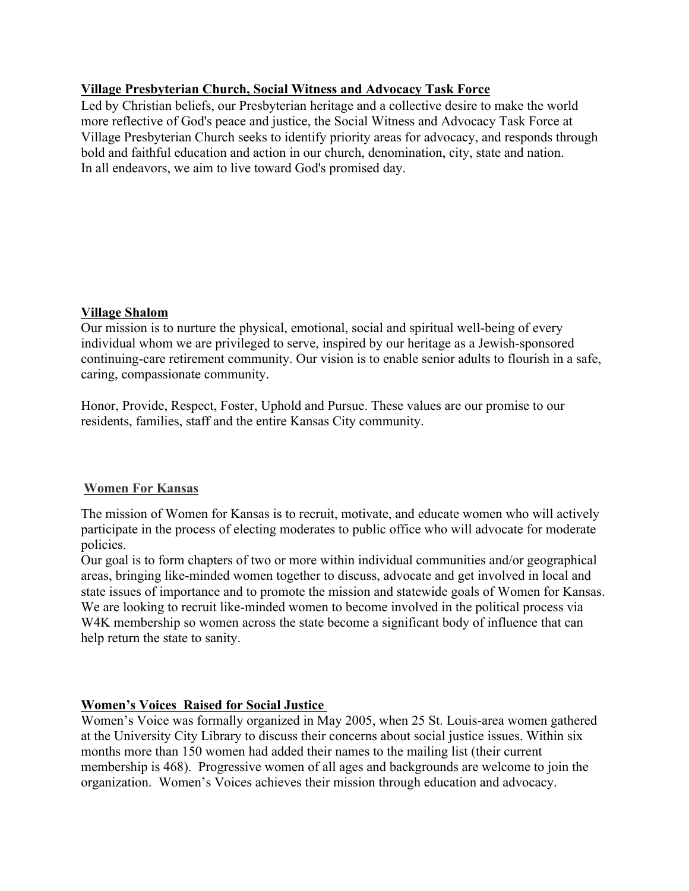**Village Presbyterian Church, Social Witness and Advocacy Task Force**

Led by Christian beliefs, our Presbyterian heritage and a collective desire to make the world more reflective of God's peace and justice, the Social Witness and Advocacy Task Force at Village Presbyterian Church seeks to identify priority areas for advocacy, and responds through bold and faithful education and action in our church, denomination, city, state and nation.
In all endeavors, we aim to live toward God's promised day.

**Village Shalom**

Our mission is to nurture the physical, emotional, social and spiritual well-being of every individual whom we are privileged to serve, inspired by our heritage as a Jewish-sponsored continuing-care retirement community. Our vision is to enable senior adults to flourish in a safe, caring, compassionate community.

Honor, Provide, Respect, Foster, Uphold and Pursue. These values are our promise to our residents, families, staff and the entire Kansas City community.

**Women For Kansas**

The mission of Women for Kansas is to recruit, motivate, and educate women who will actively participate in the process of electing moderates to public office who will advocate for moderate policies.
Our goal is to form chapters of two or more within individual communities and/or geographical areas, bringing like-minded women together to discuss, advocate and get involved in local and state issues of importance and to promote the mission and statewide goals of Women for Kansas. We are looking to recruit like-minded women to become involved in the political process via W4K membership so women across the state become a significant body of influence that can help return the state to sanity.

**Women's Voices Raised for Social Justice**

Women's Voice was formally organized in May 2005, when 25 St. Louis-area women gathered at the University City Library to discuss their concerns about social justice issues. Within six months more than 150 women had added their names to the mailing list (their current membership is 468). Progressive women of all ages and backgrounds are welcome to join the organization. Women's Voices achieves their mission through education and advocacy.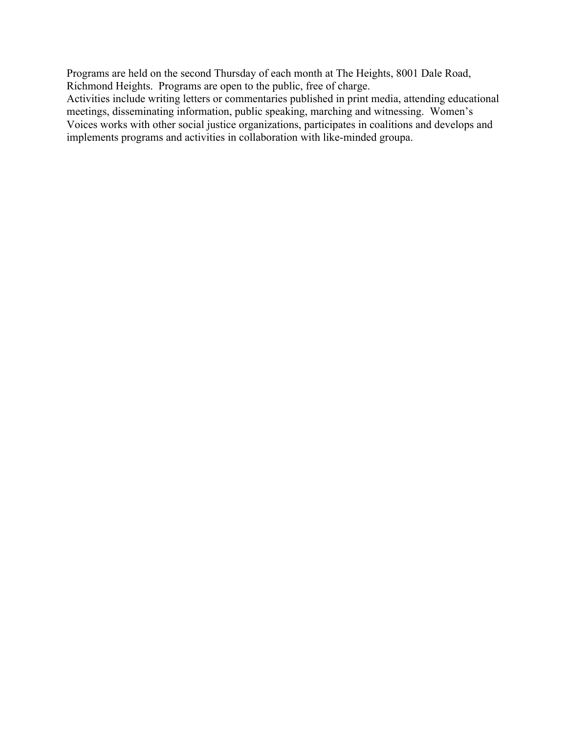Programs are held on the second Thursday of each month at The Heights, 8001 Dale Road, Richmond Heights. Programs are open to the public, free of charge.

Activities include writing letters or commentaries published in print media, attending educational meetings, disseminating information, public speaking, marching and witnessing. Women's Voices works with other social justice organizations, participates in coalitions and develops and implements programs and activities in collaboration with like-minded groupa.